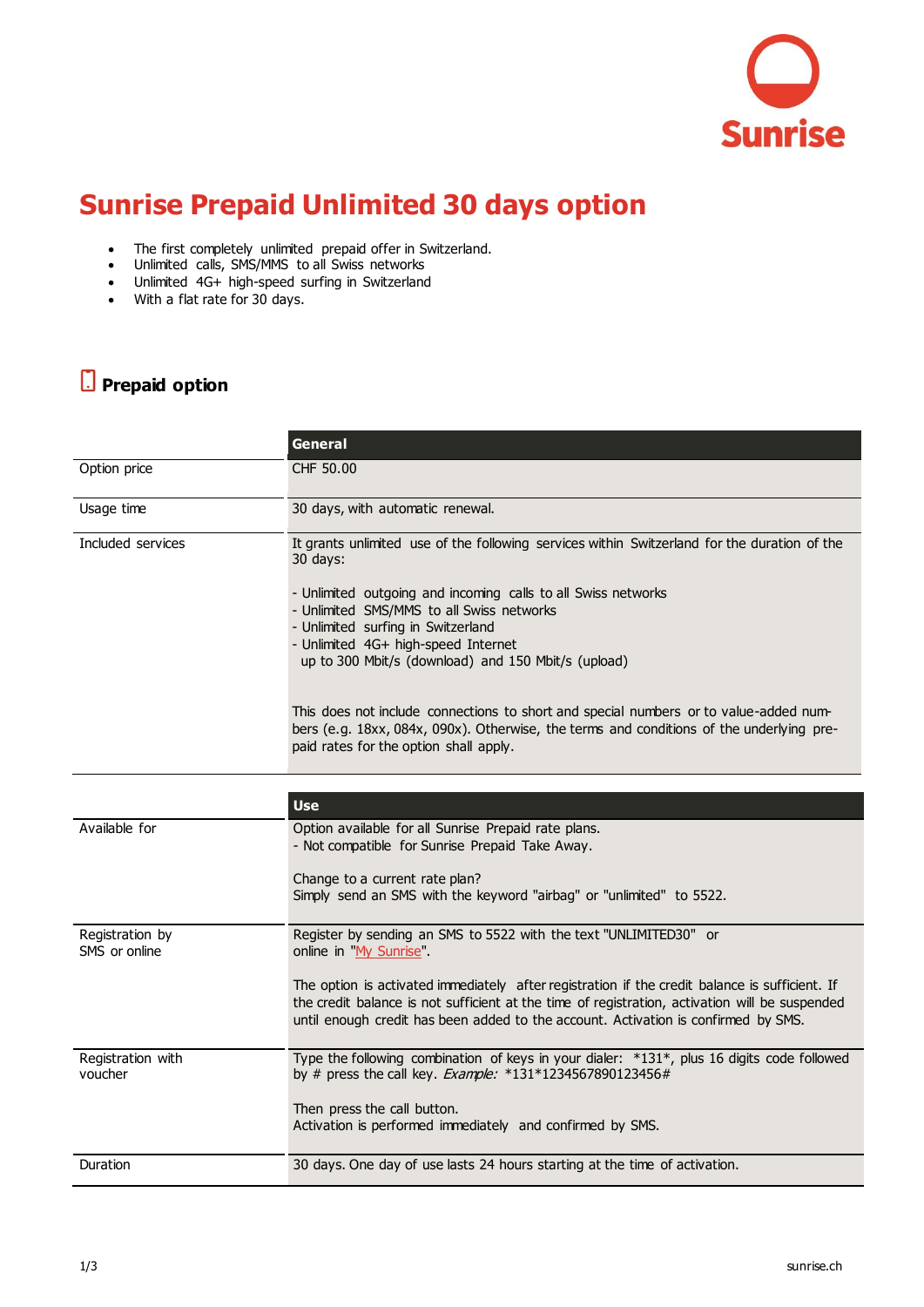# Sunrise Prepaid Unlimited 30 days option

- The first completely unlimited prepaid offer in Switzerland.
- Unlimited calls, SMS/MMS to all Swiss networks
- Unlimited 4G+ high-speed surfing in Switzerland
- With a flat rate for 30 days.

## Prepaid option

| | General |
|---|---|
| Option price | CHF 50.00 |
| Usage time | 30 days, with automatic renewal. |
| Included services | It grants unlimited use of the following services within Switzerland for the duration of the 30 days:<br><br>- Unlimited outgoing and incoming calls to all Swiss networks<br>- Unlimited SMS/MMS to all Swiss networks<br>- Unlimited surfing in Switzerland<br>- Unlimited 4G+ high-speed Internet up to 300 Mbit/s (download) and 150 Mbit/s (upload)<br><br>This does not include connections to short and special numbers or to value-added numbers (e.g. 18xx, 084x, 090x). Otherwise, the terms and conditions of the underlying prepaid rates for the option shall apply. |

| | Use |
|---|---|
| Available for | Option available for all Sunrise Prepaid rate plans.<br>- Not compatible for Sunrise Prepaid Take Away.<br><br>Change to a current rate plan?<br>Simply send an SMS with the keyword "airbag" or "unlimited" to 5522. |
| Registration by SMS or online | Register by sending an SMS to 5522 with the text "UNLIMITED30" or online in "My Sunrise".<br><br>The option is activated immediately after registration if the credit balance is sufficient. If the credit balance is not sufficient at the time of registration, activation will be suspended until enough credit has been added to the account. Activation is confirmed by SMS. |
| Registration with voucher | Type the following combination of keys in your dialer: *131*, plus 16 digits code followed by # press the call key. *Example:* *131*1234567890123456#<br><br>Then press the call button.<br>Activation is performed immediately and confirmed by SMS. |
| Duration | 30 days. One day of use lasts 24 hours starting at the time of activation. |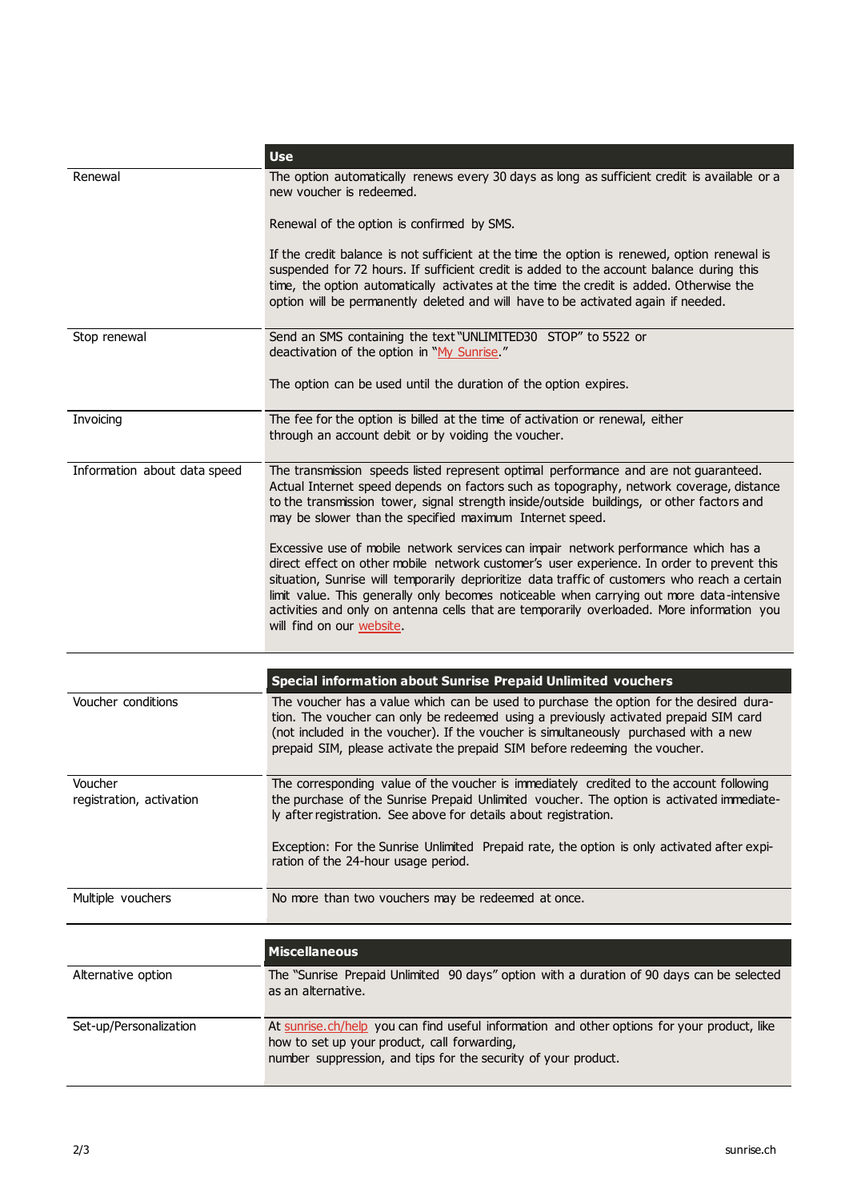| | Use |
|---|---|
| Renewal | The option automatically renews every 30 days as long as sufficient credit is available or a new voucher is redeemed.<br><br>Renewal of the option is confirmed by SMS.<br><br>If the credit balance is not sufficient at the time the option is renewed, option renewal is suspended for 72 hours. If sufficient credit is added to the account balance during this time, the option automatically activates at the time the credit is added. Otherwise the option will be permanently deleted and will have to be activated again if needed. |
| Stop renewal | Send an SMS containing the text "UNLIMITED30 STOP" to 5522 or deactivation of the option in "My Sunrise."<br><br>The option can be used until the duration of the option expires. |
| Invoicing | The fee for the option is billed at the time of activation or renewal, either through an account debit or by voiding the voucher. |
| Information about data speed | The transmission speeds listed represent optimal performance and are not guaranteed. Actual Internet speed depends on factors such as topography, network coverage, distance to the transmission tower, signal strength inside/outside buildings, or other factors and may be slower than the specified maximum Internet speed.<br><br>Excessive use of mobile network services can impair network performance which has a direct effect on other mobile network customer's user experience. In order to prevent this situation, Sunrise will temporarily deprioritize data traffic of customers who reach a certain limit value. This generally only becomes noticeable when carrying out more data-intensive activities and only on antenna cells that are temporarily overloaded. More information you will find on our website. |

| | Special information about Sunrise Prepaid Unlimited vouchers |
|---|---|
| Voucher conditions | The voucher has a value which can be used to purchase the option for the desired duration. The voucher can only be redeemed using a previously activated prepaid SIM card (not included in the voucher). If the voucher is simultaneously purchased with a new prepaid SIM, please activate the prepaid SIM before redeeming the voucher. |
| Voucher registration, activation | The corresponding value of the voucher is immediately credited to the account following the purchase of the Sunrise Prepaid Unlimited voucher. The option is activated immediately after registration. See above for details about registration.<br><br>Exception: For the Sunrise Unlimited Prepaid rate, the option is only activated after expiration of the 24-hour usage period. |
| Multiple vouchers | No more than two vouchers may be redeemed at once. |

| | Miscellaneous |
|---|---|
| Alternative option | The "Sunrise Prepaid Unlimited 90 days" option with a duration of 90 days can be selected as an alternative. |
| Set-up/Personalization | At sunrise.ch/help you can find useful information and other options for your product, like how to set up your product, call forwarding, number suppression, and tips for the security of your product. |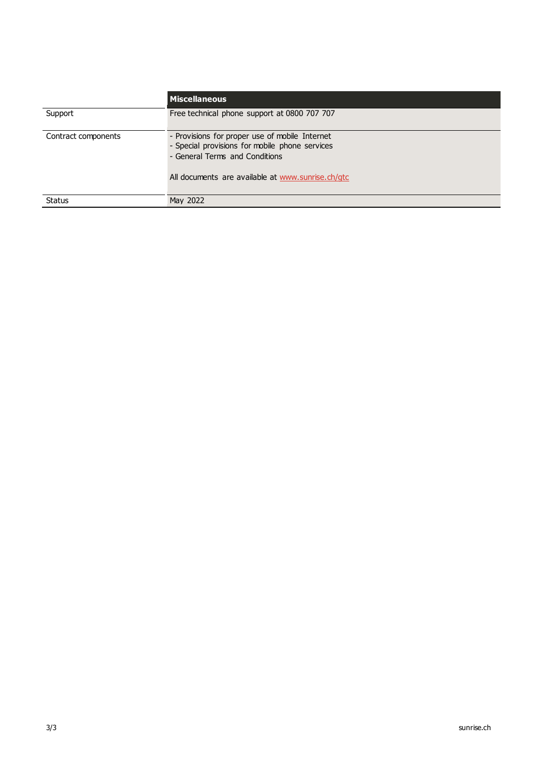| | Miscellaneous |
|---|---|
| Support | Free technical phone support at 0800 707 707 |
| Contract components | - Provisions for proper use of mobile Internet<br>- Special provisions for mobile phone services<br>- General Terms and Conditions<br><br>All documents are available at www.sunrise.ch/gtc |
| Status | May 2022 |